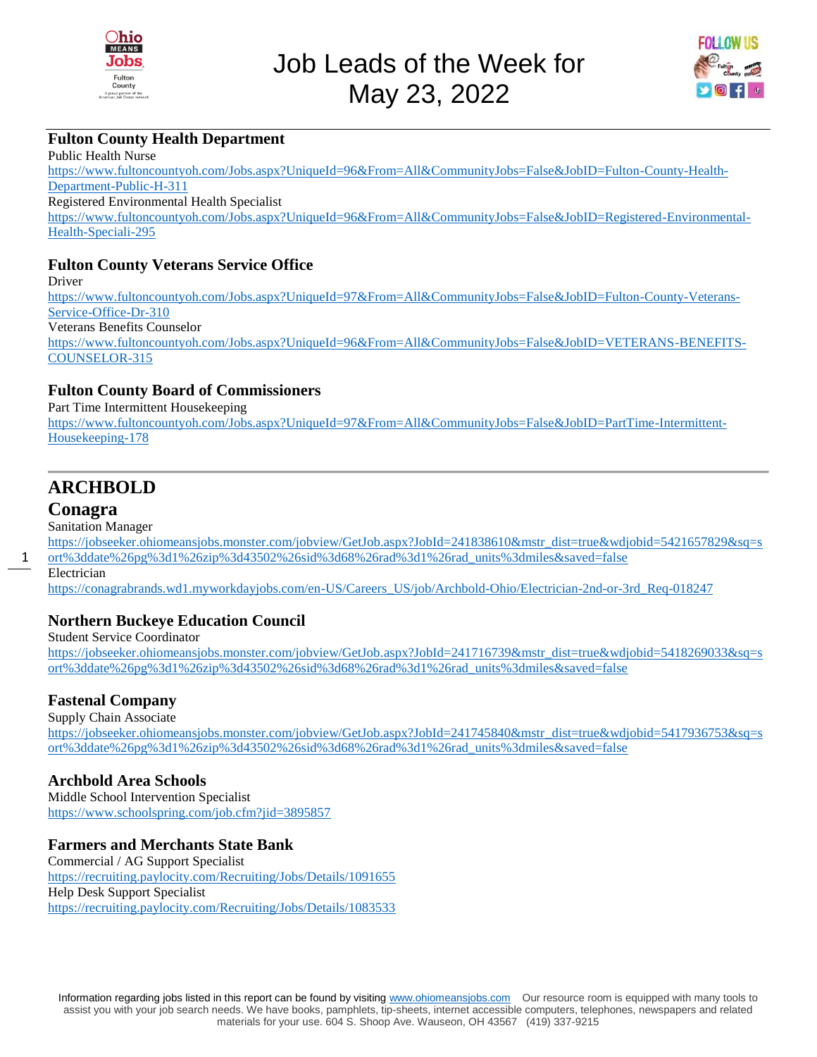# Job Leads of the Week for May 23, 2022

## Fulton County Health Department

Public Health Nurse
https://www.fultoncountyoh.com/Jobs.aspx?UniqueId=96&From=All&CommunityJobs=False&JobID=Fulton-County-Health-Department-Public-H-311
Registered Environmental Health Specialist
https://www.fultoncountyoh.com/Jobs.aspx?UniqueId=96&From=All&CommunityJobs=False&JobID=Registered-Environmental-Health-Speciali-295

## Fulton County Veterans Service Office

Driver
https://www.fultoncountyoh.com/Jobs.aspx?UniqueId=97&From=All&CommunityJobs=False&JobID=Fulton-County-Veterans-Service-Office-Dr-310
Veterans Benefits Counselor
https://www.fultoncountyoh.com/Jobs.aspx?UniqueId=96&From=All&CommunityJobs=False&JobID=VETERANS-BENEFITS-COUNSELOR-315

## Fulton County Board of Commissioners

Part Time Intermittent Housekeeping
https://www.fultoncountyoh.com/Jobs.aspx?UniqueId=97&From=All&CommunityJobs=False&JobID=PartTime-Intermittent-Housekeeping-178

---

# ARCHBOLD

## Conagra

Sanitation Manager
https://jobseeker.ohiomeansjobs.monster.com/jobview/GetJob.aspx?JobId=241838610&mstr_dist=true&wdjobid=5421657829&sq=sort%3ddate%26pg%3d1%26zip%3d43502%26sid%3d68%26rad%3d1%26rad_units%3dmiles&saved=false
Electrician
https://conagrabrands.wd1.myworkdayjobs.com/en-US/Careers_US/job/Archbold-Ohio/Electrician-2nd-or-3rd_Req-018247

## Northern Buckeye Education Council

Student Service Coordinator
https://jobseeker.ohiomeansjobs.monster.com/jobview/GetJob.aspx?JobId=241716739&mstr_dist=true&wdjobid=5418269033&sq=sort%3ddate%26pg%3d1%26zip%3d43502%26sid%3d68%26rad%3d1%26rad_units%3dmiles&saved=false

## Fastenal Company

Supply Chain Associate
https://jobseeker.ohiomeansjobs.monster.com/jobview/GetJob.aspx?JobId=241745840&mstr_dist=true&wdjobid=5417936753&sq=sort%3ddate%26pg%3d1%26zip%3d43502%26sid%3d68%26rad%3d1%26rad_units%3dmiles&saved=false

## Archbold Area Schools

Middle School Intervention Specialist
https://www.schoolspring.com/job.cfm?jid=3895857

## Farmers and Merchants State Bank

Commercial / AG Support Specialist
https://recruiting.paylocity.com/Recruiting/Jobs/Details/1091655
Help Desk Support Specialist
https://recruiting.paylocity.com/Recruiting/Jobs/Details/1083533

Information regarding jobs listed in this report can be found by visiting www.ohiomeansjobs.com Our resource room is equipped with many tools to assist you with your job search needs. We have books, pamphlets, tip-sheets, internet accessible computers, telephones, newspapers and related materials for your use. 604 S. Shoop Ave. Wauseon, OH 43567 (419) 337-9215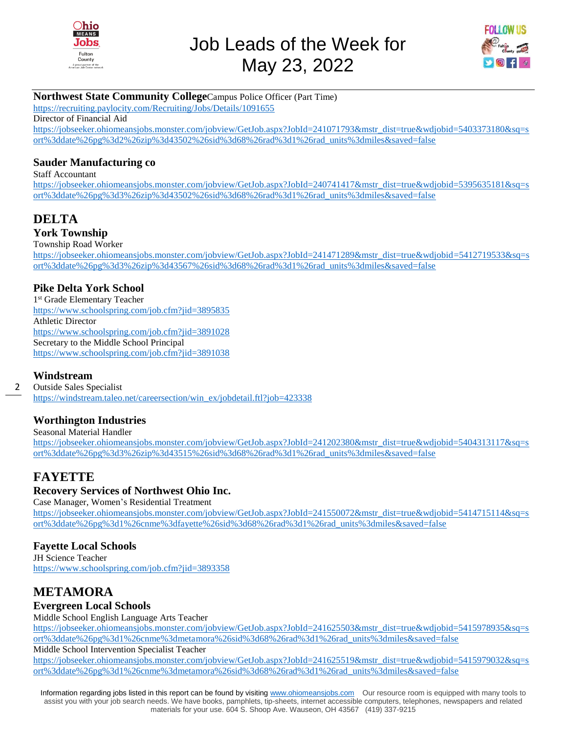# Job Leads of the Week for May 23, 2022

**Northwest State Community College** Campus Police Officer (Part Time)
https://recruiting.paylocity.com/Recruiting/Jobs/Details/1091655
Director of Financial Aid
https://jobseeker.ohiomeansjobs.monster.com/jobview/GetJob.aspx?JobId=241071793&mstr_dist=true&wdjobid=5403373180&sq=sort%3ddate%26pg%3d2%26zip%3d43502%26sid%3d68%26rad%3d1%26rad_units%3dmiles&saved=false

### Sauder Manufacturing co

Staff Accountant
https://jobseeker.ohiomeansjobs.monster.com/jobview/GetJob.aspx?JobId=240741417&mstr_dist=true&wdjobid=5395635181&sq=sort%3ddate%26pg%3d3%26zip%3d43502%26sid%3d68%26rad%3d1%26rad_units%3dmiles&saved=false

## DELTA

### York Township

Township Road Worker
https://jobseeker.ohiomeansjobs.monster.com/jobview/GetJob.aspx?JobId=241471289&mstr_dist=true&wdjobid=5412719533&sq=sort%3ddate%26pg%3d3%26zip%3d43567%26sid%3d68%26rad%3d1%26rad_units%3dmiles&saved=false

### Pike Delta York School

1st Grade Elementary Teacher
https://www.schoolspring.com/job.cfm?jid=3895835
Athletic Director
https://www.schoolspring.com/job.cfm?jid=3891028
Secretary to the Middle School Principal
https://www.schoolspring.com/job.cfm?jid=3891038

### Windstream

Outside Sales Specialist
https://windstream.taleo.net/careersection/win_ex/jobdetail.ftl?job=423338

### Worthington Industries

Seasonal Material Handler
https://jobseeker.ohiomeansjobs.monster.com/jobview/GetJob.aspx?JobId=241202380&mstr_dist=true&wdjobid=5404313117&sq=sort%3ddate%26pg%3d3%26zip%3d43515%26sid%3d68%26rad%3d1%26rad_units%3dmiles&saved=false

## FAYETTE

### Recovery Services of Northwest Ohio Inc.

Case Manager, Women's Residential Treatment
https://jobseeker.ohiomeansjobs.monster.com/jobview/GetJob.aspx?JobId=241550072&mstr_dist=true&wdjobid=5414715114&sq=sort%3ddate%26pg%3d1%26cnme%3dfayette%26sid%3d68%26rad%3d1%26rad_units%3dmiles&saved=false

### Fayette Local Schools

JH Science Teacher
https://www.schoolspring.com/job.cfm?jid=3893358

## METAMORA

### Evergreen Local Schools

Middle School English Language Arts Teacher
https://jobseeker.ohiomeansjobs.monster.com/jobview/GetJob.aspx?JobId=241625503&mstr_dist=true&wdjobid=5415978935&sq=sort%3ddate%26pg%3d1%26cnme%3dmetamora%26sid%3d68%26rad%3d1%26rad_units%3dmiles&saved=false
Middle School Intervention Specialist Teacher
https://jobseeker.ohiomeansjobs.monster.com/jobview/GetJob.aspx?JobId=241625519&mstr_dist=true&wdjobid=5415979032&sq=sort%3ddate%26pg%3d1%26cnme%3dmetamora%26sid%3d68%26rad%3d1%26rad_units%3dmiles&saved=false

Information regarding jobs listed in this report can be found by visiting www.ohiomeansjobs.com Our resource room is equipped with many tools to assist you with your job search needs. We have books, pamphlets, tip-sheets, internet accessible computers, telephones, newspapers and related materials for your use. 604 S. Shoop Ave. Wauseon, OH 43567 (419) 337-9215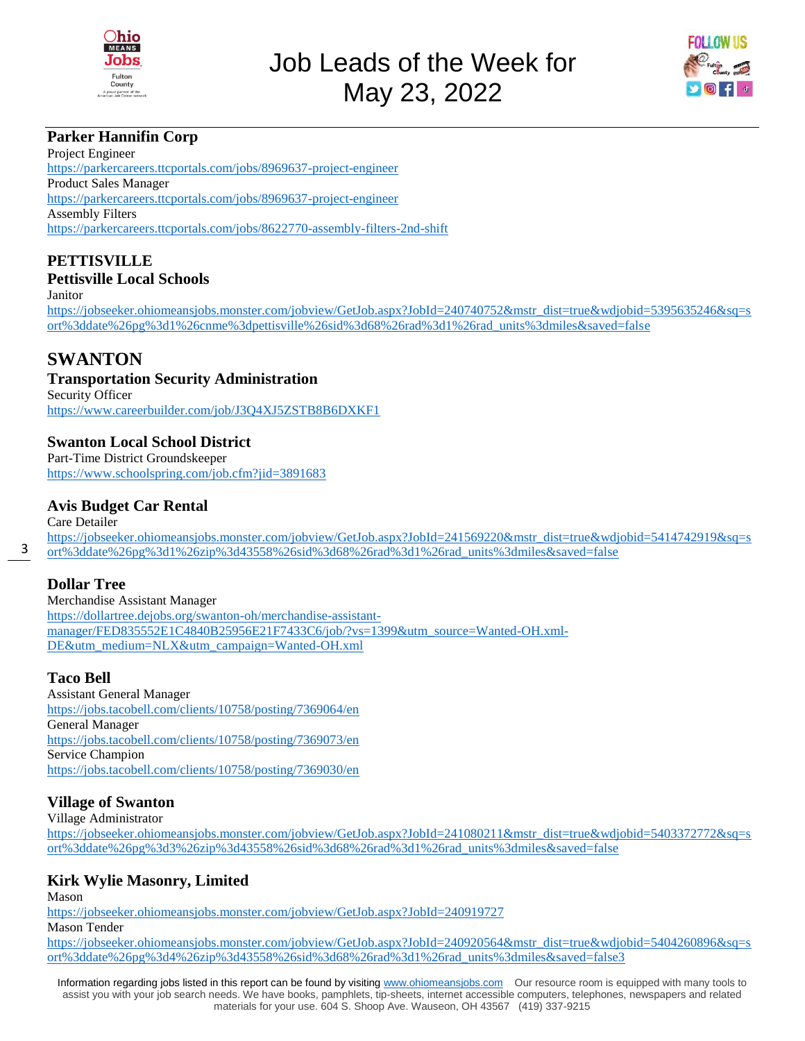# Job Leads of the Week for May 23, 2022

### Parker Hannifin Corp

Project Engineer
https://parkercareers.ttcportals.com/jobs/8969637-project-engineer
Product Sales Manager
https://parkercareers.ttcportals.com/jobs/8969637-project-engineer
Assembly Filters
https://parkercareers.ttcportals.com/jobs/8622770-assembly-filters-2nd-shift

## PETTISVILLE

### Pettisville Local Schools

Janitor
https://jobseeker.ohiomeansjobs.monster.com/jobview/GetJob.aspx?JobId=240740752&mstr_dist=true&wdjobid=5395635246&sq=sort%3ddate%26pg%3d1%26cnme%3dpettisville%26sid%3d68%26rad%3d1%26rad_units%3dmiles&saved=false

## SWANTON

### Transportation Security Administration

Security Officer
https://www.careerbuilder.com/job/J3Q4XJ5ZSTB8B6DXKF1

### Swanton Local School District

Part-Time District Groundskeeper
https://www.schoolspring.com/job.cfm?jid=3891683

### Avis Budget Car Rental

Care Detailer
https://jobseeker.ohiomeansjobs.monster.com/jobview/GetJob.aspx?JobId=241569220&mstr_dist=true&wdjobid=5414742919&sq=sort%3ddate%26pg%3d1%26zip%3d43558%26sid%3d68%26rad%3d1%26rad_units%3dmiles&saved=false

### Dollar Tree

Merchandise Assistant Manager
https://dollartree.dejobs.org/swanton-oh/merchandise-assistant-manager/FED835552E1C4840B25956E21F7433C6/job/?vs=1399&utm_source=Wanted-OH.xml-DE&utm_medium=NLX&utm_campaign=Wanted-OH.xml

### Taco Bell

Assistant General Manager
https://jobs.tacobell.com/clients/10758/posting/7369064/en
General Manager
https://jobs.tacobell.com/clients/10758/posting/7369073/en
Service Champion
https://jobs.tacobell.com/clients/10758/posting/7369030/en

### Village of Swanton

Village Administrator
https://jobseeker.ohiomeansjobs.monster.com/jobview/GetJob.aspx?JobId=241080211&mstr_dist=true&wdjobid=5403372772&sq=sort%3ddate%26pg%3d3%26zip%3d43558%26sid%3d68%26rad%3d1%26rad_units%3dmiles&saved=false

### Kirk Wylie Masonry, Limited

Mason
https://jobseeker.ohiomeansjobs.monster.com/jobview/GetJob.aspx?JobId=240919727
Mason Tender
https://jobseeker.ohiomeansjobs.monster.com/jobview/GetJob.aspx?JobId=240920564&mstr_dist=true&wdjobid=5404260896&sq=sort%3ddate%26pg%3d4%26zip%3d43558%26sid%3d68%26rad%3d1%26rad_units%3dmiles&saved=false3

Information regarding jobs listed in this report can be found by visiting www.ohiomeansjobs.com Our resource room is equipped with many tools to assist you with your job search needs. We have books, pamphlets, tip-sheets, internet accessible computers, telephones, newspapers and related materials for your use. 604 S. Shoop Ave. Wauseon, OH 43567 (419) 337-9215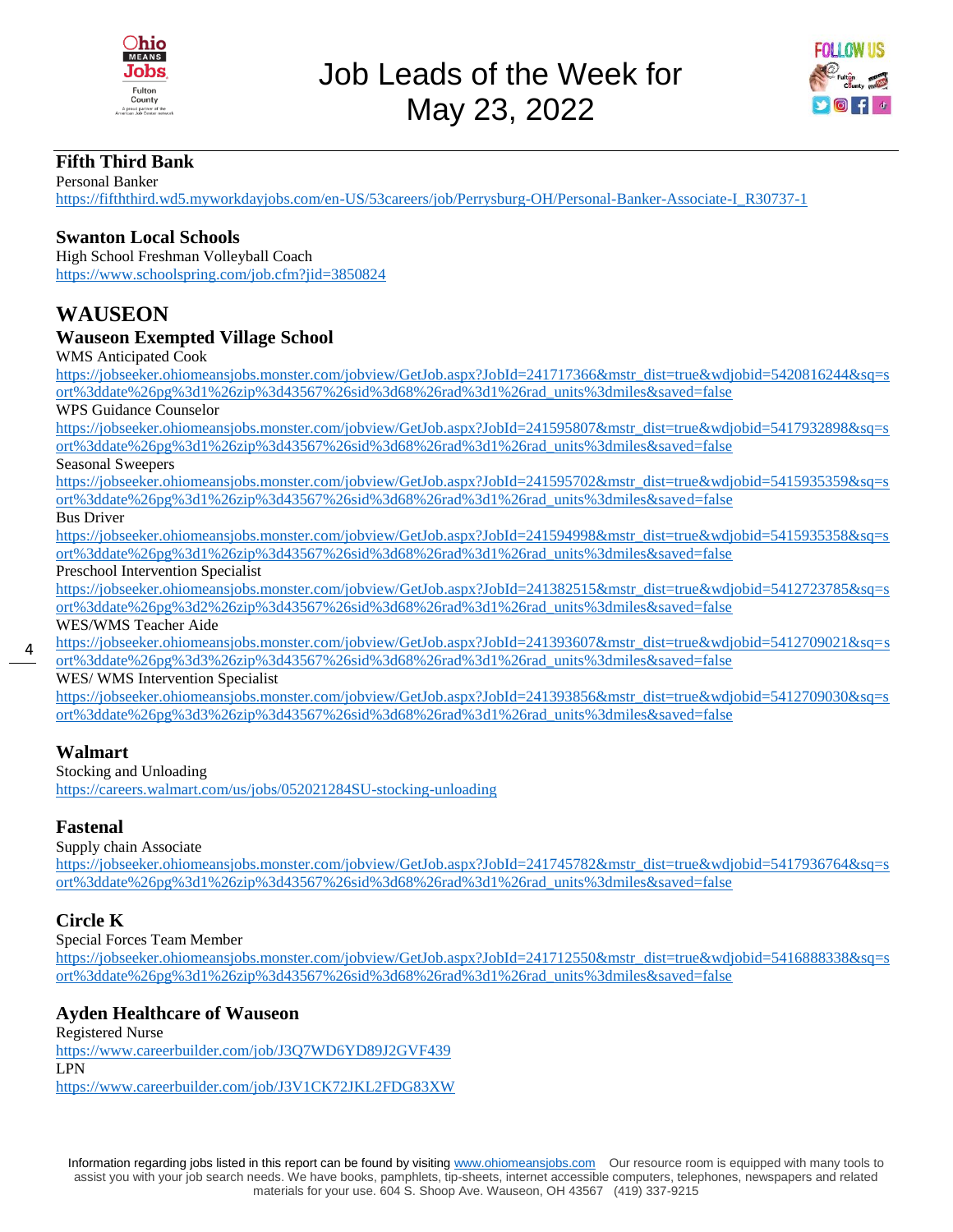## Fifth Third Bank

Personal Banker
https://fifththird.wd5.myworkdayjobs.com/en-US/53careers/job/Perrysburg-OH/Personal-Banker-Associate-I_R30737-1

## Swanton Local Schools

High School Freshman Volleyball Coach
https://www.schoolspring.com/job.cfm?jid=3850824

# WAUSEON

## Wauseon Exempted Village School

WMS Anticipated Cook
https://jobseeker.ohiomeansjobs.monster.com/jobview/GetJob.aspx?JobId=241717366&mstr_dist=true&wdjobid=5420816244&sq=sort%3ddate%26pg%3d1%26zip%3d43567%26sid%3d68%26rad%3d1%26rad_units%3dmiles&saved=false

WPS Guidance Counselor
https://jobseeker.ohiomeansjobs.monster.com/jobview/GetJob.aspx?JobId=241595807&mstr_dist=true&wdjobid=5417932898&sq=sort%3ddate%26pg%3d1%26zip%3d43567%26sid%3d68%26rad%3d1%26rad_units%3dmiles&saved=false

Seasonal Sweepers
https://jobseeker.ohiomeansjobs.monster.com/jobview/GetJob.aspx?JobId=241595702&mstr_dist=true&wdjobid=5415935359&sq=sort%3ddate%26pg%3d1%26zip%3d43567%26sid%3d68%26rad%3d1%26rad_units%3dmiles&saved=false

Bus Driver
https://jobseeker.ohiomeansjobs.monster.com/jobview/GetJob.aspx?JobId=241594998&mstr_dist=true&wdjobid=5415935358&sq=sort%3ddate%26pg%3d1%26zip%3d43567%26sid%3d68%26rad%3d1%26rad_units%3dmiles&saved=false

Preschool Intervention Specialist
https://jobseeker.ohiomeansjobs.monster.com/jobview/GetJob.aspx?JobId=241382515&mstr_dist=true&wdjobid=5412723785&sq=sort%3ddate%26pg%3d2%26zip%3d43567%26sid%3d68%26rad%3d1%26rad_units%3dmiles&saved=false

WES/WMS Teacher Aide
https://jobseeker.ohiomeansjobs.monster.com/jobview/GetJob.aspx?JobId=241393607&mstr_dist=true&wdjobid=5412709021&sq=sort%3ddate%26pg%3d3%26zip%3d43567%26sid%3d68%26rad%3d1%26rad_units%3dmiles&saved=false

WES/ WMS Intervention Specialist
https://jobseeker.ohiomeansjobs.monster.com/jobview/GetJob.aspx?JobId=241393856&mstr_dist=true&wdjobid=5412709030&sq=sort%3ddate%26pg%3d3%26zip%3d43567%26sid%3d68%26rad%3d1%26rad_units%3dmiles&saved=false

## Walmart

Stocking and Unloading
https://careers.walmart.com/us/jobs/052021284SU-stocking-unloading

## Fastenal

Supply chain Associate
https://jobseeker.ohiomeansjobs.monster.com/jobview/GetJob.aspx?JobId=241745782&mstr_dist=true&wdjobid=5417936764&sq=sort%3ddate%26pg%3d1%26zip%3d43567%26sid%3d68%26rad%3d1%26rad_units%3dmiles&saved=false

## Circle K

Special Forces Team Member
https://jobseeker.ohiomeansjobs.monster.com/jobview/GetJob.aspx?JobId=241712550&mstr_dist=true&wdjobid=5416888338&sq=sort%3ddate%26pg%3d1%26zip%3d43567%26sid%3d68%26rad%3d1%26rad_units%3dmiles&saved=false

## Ayden Healthcare of Wauseon

Registered Nurse
https://www.careerbuilder.com/job/J3Q7WD6YD89J2GVF439

LPN
https://www.careerbuilder.com/job/J3V1CK72JKL2FDG83XW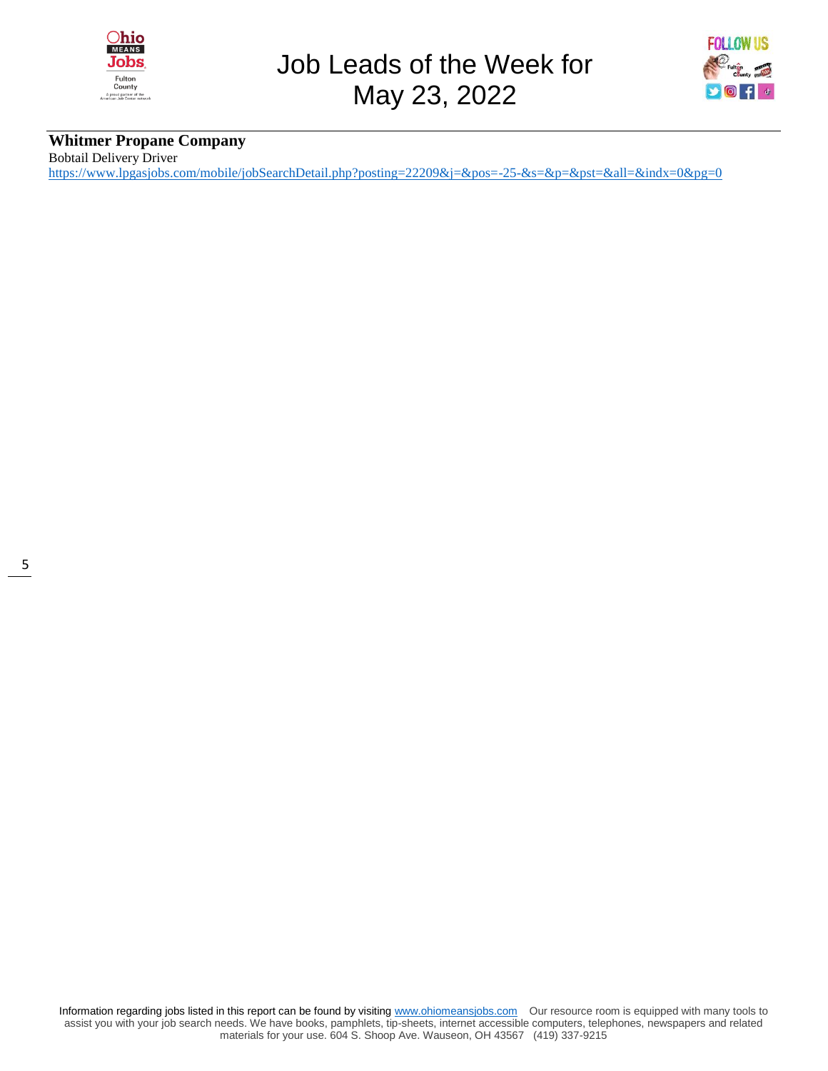**Whitmer Propane Company**
Bobtail Delivery Driver
https://www.lpgasjobs.com/mobile/jobSearchDetail.php?posting=22209&j=&pos=-25-&s=&p=&pst=&all=&indx=0&pg=0